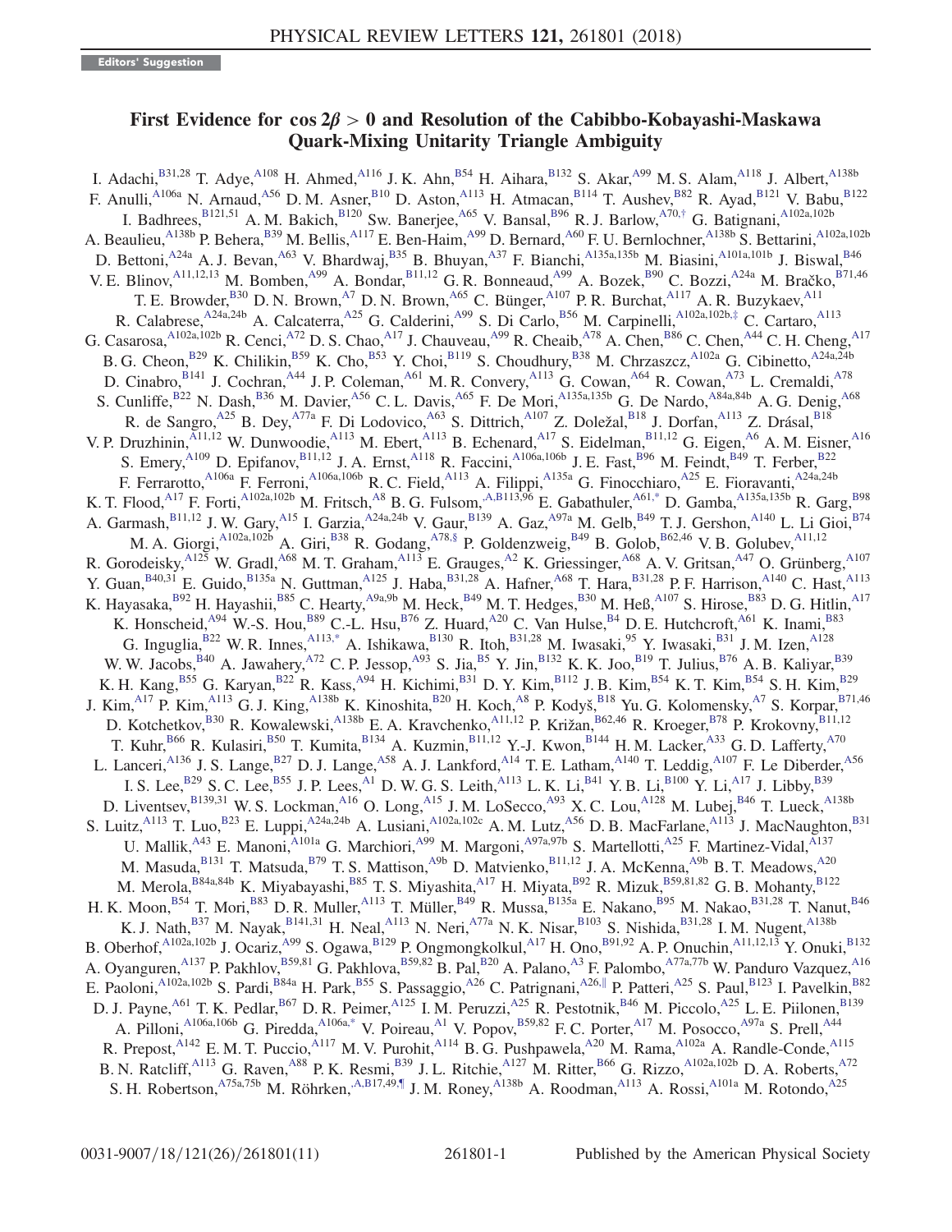Editors' Suggestion

# First Evidence for $\cos 2\beta > 0$ and Resolution of the Cabibbo-Kobayashi-Maskawa Quark-Mixing Unitarity Triangle Ambiguity

I. Adachi,[B31,28] T. Adye,[A108] H. Ahmed,[A116] J. K. Ahn,[B54] H. Aihara,[B132] S. Akar,[A99] M. S. Alam,[A118] J. Albert,[A138b] F. Anulli,[A106a] N. Arnaud,[A56] D. M. Asner,[B10] D. Aston,[A113] H. Atmacan,[B114] T. Aushev,[B82] R. Ayad,[B121] V. Babu,[B122] I. Badhrees,[B121,51] A. M. Bakich,[B120] Sw. Banerjee,[A65] V. Bansal,[B96] R. J. Barlow,[A70,†] G. Batignani,[A102a,102b] A. Beaulieu,[A138b] P. Behera,[B39] M. Bellis,[A117] E. Ben-Haim,[A99] D. Bernard,[A60] F. U. Bernlochner,[A138b] S. Bettarini,[A102a,102b] D. Bettoni,[A24a] A. J. Bevan,[A63] V. Bhardwaj,[B35] B. Bhuyan,[A37] F. Bianchi,[A135a,135b] M. Biasini,[A101a,101b] J. Biswal,[B46] V. E. Blinov,[A11,12,13] M. Bomben,[A99] A. Bondar,[B11,12] G. R. Bonneaud,[A99] A. Bozek,[B90] C. Bozzi,[A24a] M. Bračko,[B71,46] T. E. Browder,[B30] D. N. Brown,[A7] D. N. Brown,[A65] C. Bünger,[A107] P. R. Burchat,[A117] A. R. Buzykaev,[A11] R. Calabrese,[A24a,24b] A. Calcaterra,[A25] G. Calderini,[A99] S. Di Carlo,[B56] M. Carpinelli,[A102a,102b,‡] C. Cartaro,[A113] G. Casarosa,[A102a,102b] R. Cenci,[A72] D. S. Chao,[A17] J. Chauveau,[A99] R. Cheaib,[A78] A. Chen,[B86] C. Chen,[A44] C. H. Cheng,[A17] B. G. Cheon,[B29] K. Chilikin,[B59] K. Cho,[B53] Y. Choi,[B119] S. Choudhury,[B38] M. Chrzaszcz,[A102a] G. Cibinetto,[A24a,24b] D. Cinabro,[B141] J. Cochran,[A44] J. P. Coleman,[A61] M. R. Convery,[A113] G. Cowan,[A64] R. Cowan,[A73] L. Cremaldi,[A78] S. Cunliffe,[B22] N. Dash,[B36] M. Davier,[A56] C. L. Davis,[A65] F. De Mori,[A135a,135b] G. De Nardo,[A84a,84b] A. G. Denig,[A68] R. de Sangro,[A25] B. Dey,[A77a] F. Di Lodovico,[A63] S. Dittrich,[A107] Z. Doležal,[B18] J. Dorfan,[A113] Z. Drásal,[B18] V. P. Druzhinin,[A11,12] W. Dunwoodie,[A113] M. Ebert,[A113] B. Echenard,[A17] S. Eidelman,[B11,12] G. Eigen,[A6] A. M. Eisner,[A16] S. Emery,[A109] D. Epifanov,[B11,12] J. A. Ernst,[A118] R. Faccini,[A106a,106b] J. E. Fast,[B96] M. Feindt,[B49] T. Ferber,[B22] F. Ferrarotto,[A106a] F. Ferroni,[A106a,106b] R. C. Field,[A113] A. Filippi,[A135a] G. Finocchiaro,[A25] E. Fioravanti,[A24a,24b] K. T. Flood,[A17] F. Forti,[A102a,102b] M. Fritsch,[A8] B. G. Fulsom,[A,B113,96] E. Gabathuler,[A61,*] D. Gamba,[A135a,135b] R. Garg,[B98] A. Garmash,[B11,12] J. W. Gary,[A15] I. Garzia,[A24a,24b] V. Gaur,[B139] A. Gaz,[A97a] M. Gelb,[B49] T. J. Gershon,[A140] L. Li Gioi,[B74] M. A. Giorgi,[A102a,102b] A. Giri,[B38] R. Godang,[A78,§] P. Goldenzweig,[B49] B. Golob,[B62,46] V. B. Golubev,[A11,12] R. Gorodeisky,[A125] W. Gradl,[A68] M. T. Graham,[A113] E. Grauges,[A2] K. Griessinger,[A68] A. V. Gritsan,[A47] O. Grünberg,[A107] Y. Guan,[B40,31] E. Guido,[B135a] N. Guttman,[A125] J. Haba,[B31,28] A. Hafner,[A68] T. Hara,[B31,28] P. F. Harrison,[A140] C. Hast,[A113] K. Hayasaka,[B92] H. Hayashii,[B85] C. Hearty,[A9a,9b] M. Heck,[B49] M. T. Hedges,[B30] M. Heß,[A107] S. Hirose,[B83] D. G. Hitlin,[A17] K. Honscheid,[A94] W.-S. Hou,[B89] C.-L. Hsu,[B76] Z. Huard,[A20] C. Van Hulse,[B4] D. E. Hutchcroft,[A61] K. Inami,[B83] G. Inguglia,[B22] W. R. Innes,[A113,*] A. Ishikawa,[B130] R. Itoh,[B31,28] M. Iwasaki,[95] Y. Iwasaki,[B31] J. M. Izen,[A128] W. W. Jacobs,[B40] A. Jawahery,[A72] C. P. Jessop,[A93] S. Jia,[B5] Y. Jin,[B132] K. K. Joo,[B19] T. Julius,[B76] A. B. Kaliyar,[B39] K. H. Kang,[B55] G. Karyan,[B22] R. Kass,[A94] H. Kichimi,[B31] D. Y. Kim,[B112] J. B. Kim,[B54] K. T. Kim,[B54] S. H. Kim,[B29] J. Kim,[A17] P. Kim,[A113] G. J. King,[A138b] K. Kinoshita,[B20] H. Koch,[A8] P. Kodyš,[B18] Yu. G. Kolomensky,[A7] S. Korpar,[B71,46] D. Kotchetkov,[B30] R. Kowalewski,[A138b] E. A. Kravchenko,[A11,12] P. Križan,[B62,46] R. Kroeger,[B78] P. Krokovny,[B11,12] T. Kuhr,[B66] R. Kulasiri,[B50] T. Kumita,[B134] A. Kuzmin,[B11,12] Y.-J. Kwon,[B144] H. M. Lacker,[A33] G. D. Lafferty,[A70] L. Lanceri,[A136] J. S. Lange,[B27] D. J. Lange,[A58] A. J. Lankford,[A14] T. E. Latham,[A140] T. Leddig,[A107] F. Le Diberder,[A56] I. S. Lee,[B29] S. C. Lee,[B55] J. P. Lees,[A1] D. W. G. S. Leith,[A113] L. K. Li,[B41] Y. B. Li,[B100] Y. Li,[A17] J. Libby,[B39] D. Liventsev,[B139,31] W. S. Lockman,[A16] O. Long,[A15] J. M. LoSecco,[A93] X. C. Lou,[A128] M. Lubej,[B46] T. Lueck,[A138b] S. Luitz,[A113] T. Luo,[B23] E. Luppi,[A24a,24b] A. Lusiani,[A102a,102c] A. M. Lutz,[A56] D. B. MacFarlane,[A113] J. MacNaughton,[B31] U. Mallik,[A43] E. Manoni,[A101a] G. Marchiori,[A99] M. Margoni,[A97a,97b] S. Martellotti,[A25] F. Martinez-Vidal,[A137] M. Masuda,[B131] T. Matsuda,[B79] T. S. Mattison,[A9b] D. Matvienko,[B11,12] J. A. McKenna,[A9b] B. T. Meadows,[A20] M. Merola,[B84a,84b] K. Miyabayashi,[B85] T. S. Miyashita,[A17] H. Miyata,[B92] R. Mizuk,[B59,81,82] G. B. Mohanty,[B122] H. K. Moon,[B54] T. Mori,[B83] D. R. Muller,[A113] T. Müller,[B49] R. Mussa,[B135a] E. Nakano,[B95] M. Nakao,[B31,28] T. Nanut,[B46] K. J. Nath,[B37] M. Nayak,[B141,31] H. Neal,[A113] N. Neri,[A77a] N. K. Nisar,[B103] S. Nishida,[B31,28] I. M. Nugent,[A138b] B. Oberhof,[A102a,102b] J. Ocariz,[A99] S. Ogawa,[B129] P. Ongmongkolkul,[A17] H. Ono,[B91,92] A. P. Onuchin,[A11,12,13] Y. Onuki,[B132] A. Oyanguren,[A137] P. Pakhlov,[B59,81] G. Pakhlova,[B59,82] B. Pal,[B20] A. Palano,[A3] F. Palombo,[A77a,77b] W. Panduro Vazquez,[A16] E. Paoloni,[A102a,102b] S. Pardi,[B84a] H. Park,[B55] S. Passaggio,[A26] C. Patrignani,[A26,‖] P. Patteri,[A25] S. Paul,[B123] I. Pavelkin,[B82] D. J. Payne,[A61] T. K. Pedlar,[B67] D. R. Peimer,[A125] I. M. Peruzzi,[A25] R. Pestotnik,[B46] M. Piccolo,[A25] L. E. Piilonen,[B139] A. Pilloni,[A106a,106b] G. Piredda,[A106a,*] V. Poireau,[A1] V. Popov,[B59,82] F. C. Porter,[A17] M. Posocco,[A97a] S. Prell,[A44] R. Prepost,[A142] E. M. T. Puccio,[A117] M. V. Purohit,[A114] B. G. Pushpawela,[A20] M. Rama,[A102a] A. Randle-Conde,[A115] B. N. Ratcliff,[A113] G. Raven,[A88] P. K. Resmi,[B39] J. L. Ritchie,[A127] M. Ritter,[B66] G. Rizzo,[A102a,102b] D. A. Roberts,[A72] S. H. Robertson,[A75a,75b] M. Röhrken,[A,B17,49,¶] J. M. Roney,[A138b] A. Roodman,[A113] A. Rossi,[A101a] M. Rotondo,[A25]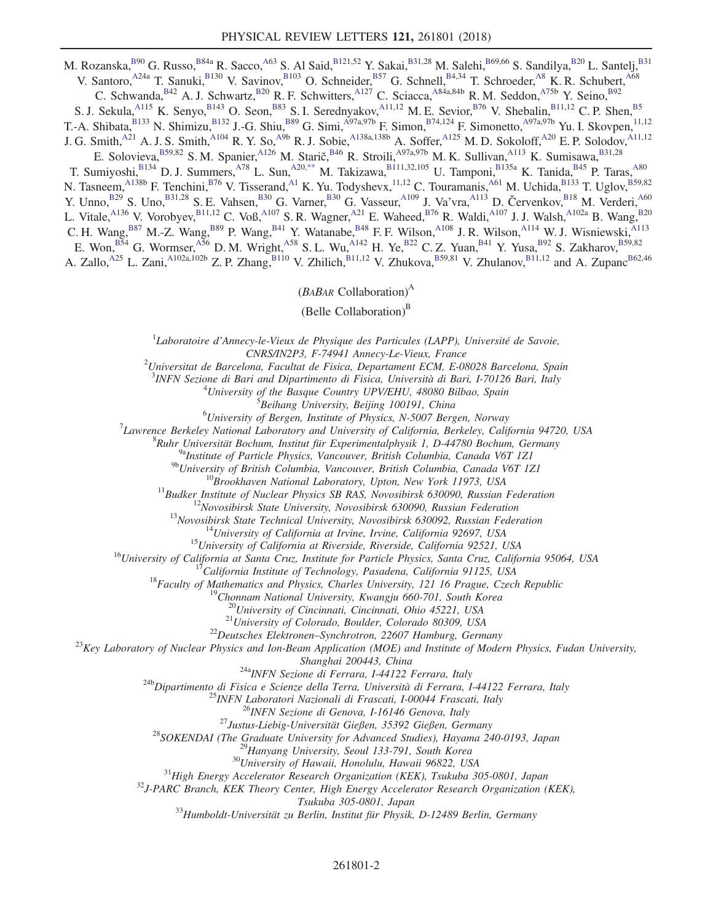M. Rozanska,[B90] G. Russo,[B84a] R. Sacco,[A63] S. Al Said,[B121,52] Y. Sakai,[B31,28] M. Salehi,[B69,66] S. Sandilya,[B20] L. Santelj,[B31] V. Santoro,[A24a] T. Sanuki,[B130] V. Savinov,[B103] O. Schneider,[B57] G. Schnell,[B4,34] T. Schroeder,[A8] K. R. Schubert,[A68] C. Schwanda,[B42] A. J. Schwartz,[B20] R. F. Schwitters,[A127] C. Sciacca,[A84a,84b] R. M. Seddon,[A75b] Y. Seino,[B92] S. J. Sekula,[A115] K. Senyo,[B143] O. Seon,[B83] S. I. Serednyakov,[A11,12] M. E. Sevior,[B76] V. Shebalin,[B11,12] C. P. Shen,[B5] T.-A. Shibata,[B133] N. Shimizu,[B132] J.-G. Shiu,[B89] G. Simi,[A97a,97b] F. Simon,[B74,124] F. Simonetto,[A97a,97b] Yu. I. Skovpen,[11,12] J. G. Smith,[A21] A. J. S. Smith,[A104] R. Y. So,[A9b] R. J. Sobie,[A138a,138b] A. Soffer,[A125] M. D. Sokoloff,[A20] E. P. Solodov,[A11,12] E. Solovieva,[B59,82] S. M. Spanier,[A126] M. Starič,[B46] R. Stroili,[A97a,97b] M. K. Sullivan,[A113] K. Sumisawa,[B31,28] T. Sumiyoshi,[B134] D. J. Summers,[A78] L. Sun,[A20,**] M. Takizawa,[B111,32,105] U. Tamponi,[B135a] K. Tanida,[B45] P. Taras,[A80] N. Tasneem,[A138b] F. Tenchini,[B76] V. Tisserand,[A1] K. Yu. Todyshev,[11,12] C. Touramanis,[A61] M. Uchida,[B133] T. Uglov,[B59,82] Y. Unno,[B29] S. Uno,[B31,28] S. E. Vahsen,[B30] G. Varner,[B30] G. Vasseur,[A109] J. Va'vra,[A113] D. Červenkov,[B18] M. Verderi,[A60] L. Vitale,[A136] V. Vorobyev,[B11,12] C. Voß,[A107] S. R. Wagner,[A21] E. Waheed,[B76] R. Waldi,[A107] J. J. Walsh,[A102a] B. Wang,[B20] C. H. Wang,[B87] M.-Z. Wang,[B89] P. Wang,[B41] Y. Watanabe,[B48] F. F. Wilson,[A108] J. R. Wilson,[A114] W. J. Wisniewski,[A113] E. Won,[B54] G. Wormser,[A56] D. M. Wright,[A58] S. L. Wu,[A142] H. Ye,[B22] C. Z. Yuan,[B41] Y. Yusa,[B92] S. Zakharov,[B59,82] A. Zallo,[A25] L. Zani,[A102a,102b] Z. P. Zhang,[B110] V. Zhilich,[B11,12] V. Zhukova,[B59,81] V. Zhulanov,[B11,12] and A. Zupanc[B62,46]

(*BABAR* Collaboration)[A]

(Belle Collaboration)[B]

[1]*Laboratoire d'Annecy-le-Vieux de Physique des Particules (LAPP), Université de Savoie, CNRS/IN2P3, F-74941 Annecy-Le-Vieux, France*
[2]*Universitat de Barcelona, Facultat de Fisica, Departament ECM, E-08028 Barcelona, Spain*
[3]*INFN Sezione di Bari and Dipartimento di Fisica, Università di Bari, I-70126 Bari, Italy*
[4]*University of the Basque Country UPV/EHU, 48080 Bilbao, Spain*
[5]*Beihang University, Beijing 100191, China*
[6]*University of Bergen, Institute of Physics, N-5007 Bergen, Norway*
[7]*Lawrence Berkeley National Laboratory and University of California, Berkeley, California 94720, USA*
[8]*Ruhr Universität Bochum, Institut für Experimentalphysik 1, D-44780 Bochum, Germany*
[9a]*Institute of Particle Physics, Vancouver, British Columbia, Canada V6T 1Z1*
[9b]*University of British Columbia, Vancouver, British Columbia, Canada V6T 1Z1*
[10]*Brookhaven National Laboratory, Upton, New York 11973, USA*
[11]*Budker Institute of Nuclear Physics SB RAS, Novosibirsk 630090, Russian Federation*
[12]*Novosibirsk State University, Novosibirsk 630090, Russian Federation*
[13]*Novosibirsk State Technical University, Novosibirsk 630092, Russian Federation*
[14]*University of California at Irvine, Irvine, California 92697, USA*
[15]*University of California at Riverside, Riverside, California 92521, USA*
[16]*University of California at Santa Cruz, Institute for Particle Physics, Santa Cruz, California 95064, USA*
[17]*California Institute of Technology, Pasadena, California 91125, USA*
[18]*Faculty of Mathematics and Physics, Charles University, 121 16 Prague, Czech Republic*
[19]*Chonnam National University, Kwangju 660-701, South Korea*
[20]*University of Cincinnati, Cincinnati, Ohio 45221, USA*
[21]*University of Colorado, Boulder, Colorado 80309, USA*
[22]*Deutsches Elektronen–Synchrotron, 22607 Hamburg, Germany*
[23]*Key Laboratory of Nuclear Physics and Ion-Beam Application (MOE) and Institute of Modern Physics, Fudan University, Shanghai 200443, China*
[24a]*INFN Sezione di Ferrara, I-44122 Ferrara, Italy*
[24b]*Dipartimento di Fisica e Scienze della Terra, Università di Ferrara, I-44122 Ferrara, Italy*
[25]*INFN Laboratori Nazionali di Frascati, I-00044 Frascati, Italy*
[26]*INFN Sezione di Genova, I-16146 Genova, Italy*
[27]*Justus-Liebig-Universität Gießen, 35392 Gießen, Germany*
[28]*SOKENDAI (The Graduate University for Advanced Studies), Hayama 240-0193, Japan*
[29]*Hanyang University, Seoul 133-791, South Korea*
[30]*University of Hawaii, Honolulu, Hawaii 96822, USA*
[31]*High Energy Accelerator Research Organization (KEK), Tsukuba 305-0801, Japan*
[32]*J-PARC Branch, KEK Theory Center, High Energy Accelerator Research Organization (KEK), Tsukuba 305-0801, Japan*
[33]*Humboldt-Universität zu Berlin, Institut für Physik, D-12489 Berlin, Germany*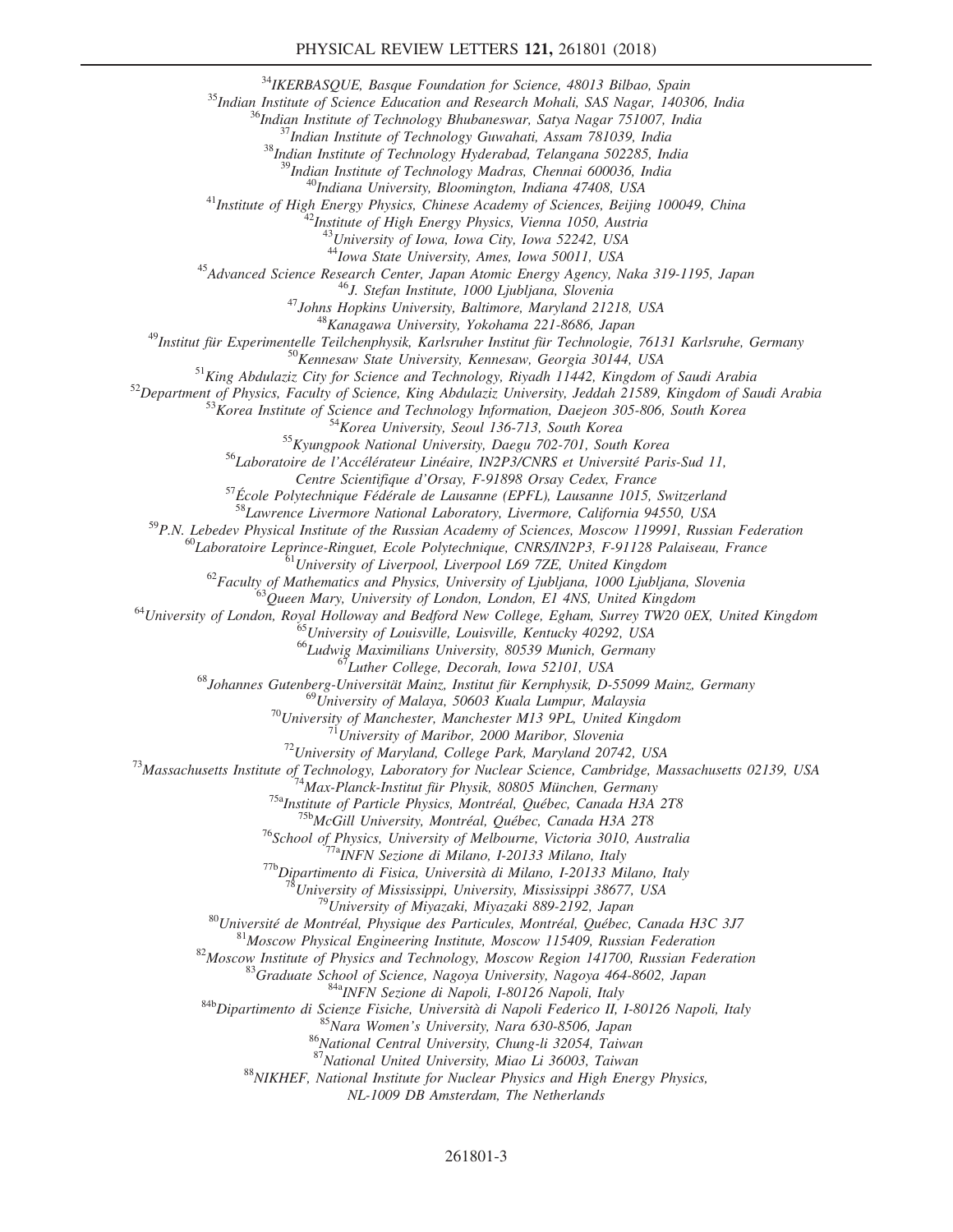[34]IKERBASQUE, Basque Foundation for Science, 48013 Bilbao, Spain
[35]Indian Institute of Science Education and Research Mohali, SAS Nagar, 140306, India
[36]Indian Institute of Technology Bhubaneswar, Satya Nagar 751007, India
[37]Indian Institute of Technology Guwahati, Assam 781039, India
[38]Indian Institute of Technology Hyderabad, Telangana 502285, India
[39]Indian Institute of Technology Madras, Chennai 600036, India
[40]Indiana University, Bloomington, Indiana 47408, USA
[41]Institute of High Energy Physics, Chinese Academy of Sciences, Beijing 100049, China
[42]Institute of High Energy Physics, Vienna 1050, Austria
[43]University of Iowa, Iowa City, Iowa 52242, USA
[44]Iowa State University, Ames, Iowa 50011, USA
[45]Advanced Science Research Center, Japan Atomic Energy Agency, Naka 319-1195, Japan
[46]J. Stefan Institute, 1000 Ljubljana, Slovenia
[47]Johns Hopkins University, Baltimore, Maryland 21218, USA
[48]Kanagawa University, Yokohama 221-8686, Japan
[49]Institut für Experimentelle Teilchenphysik, Karlsruher Institut für Technologie, 76131 Karlsruhe, Germany
[50]Kennesaw State University, Kennesaw, Georgia 30144, USA
[51]King Abdulaziz City for Science and Technology, Riyadh 11442, Kingdom of Saudi Arabia
[52]Department of Physics, Faculty of Science, King Abdulaziz University, Jeddah 21589, Kingdom of Saudi Arabia
[53]Korea Institute of Science and Technology Information, Daejeon 305-806, South Korea
[54]Korea University, Seoul 136-713, South Korea
[55]Kyungpook National University, Daegu 702-701, South Korea
[56]Laboratoire de l'Accélérateur Linéaire, IN2P3/CNRS et Université Paris-Sud 11, Centre Scientifique d'Orsay, F-91898 Orsay Cedex, France
[57]École Polytechnique Fédérale de Lausanne (EPFL), Lausanne 1015, Switzerland
[58]Lawrence Livermore National Laboratory, Livermore, California 94550, USA
[59]P.N. Lebedev Physical Institute of the Russian Academy of Sciences, Moscow 119991, Russian Federation
[60]Laboratoire Leprince-Ringuet, Ecole Polytechnique, CNRS/IN2P3, F-91128 Palaiseau, France
[61]University of Liverpool, Liverpool L69 7ZE, United Kingdom
[62]Faculty of Mathematics and Physics, University of Ljubljana, 1000 Ljubljana, Slovenia
[63]Queen Mary, University of London, London, E1 4NS, United Kingdom
[64]University of London, Royal Holloway and Bedford New College, Egham, Surrey TW20 0EX, United Kingdom
[65]University of Louisville, Louisville, Kentucky 40292, USA
[66]Ludwig Maximilians University, 80539 Munich, Germany
[67]Luther College, Decorah, Iowa 52101, USA
[68]Johannes Gutenberg-Universität Mainz, Institut für Kernphysik, D-55099 Mainz, Germany
[69]University of Malaya, 50603 Kuala Lumpur, Malaysia
[70]University of Manchester, Manchester M13 9PL, United Kingdom
[71]University of Maribor, 2000 Maribor, Slovenia
[72]University of Maryland, College Park, Maryland 20742, USA
[73]Massachusetts Institute of Technology, Laboratory for Nuclear Science, Cambridge, Massachusetts 02139, USA
[74]Max-Planck-Institut für Physik, 80805 München, Germany
[75a]Institute of Particle Physics, Montréal, Québec, Canada H3A 2T8
[75b]McGill University, Montréal, Québec, Canada H3A 2T8
[76]School of Physics, University of Melbourne, Victoria 3010, Australia
[77a]INFN Sezione di Milano, I-20133 Milano, Italy
[77b]Dipartimento di Fisica, Università di Milano, I-20133 Milano, Italy
[78]University of Mississippi, University, Mississippi 38677, USA
[79]University of Miyazaki, Miyazaki 889-2192, Japan
[80]Université de Montréal, Physique des Particules, Montréal, Québec, Canada H3C 3J7
[81]Moscow Physical Engineering Institute, Moscow 115409, Russian Federation
[82]Moscow Institute of Physics and Technology, Moscow Region 141700, Russian Federation
[83]Graduate School of Science, Nagoya University, Nagoya 464-8602, Japan
[84a]INFN Sezione di Napoli, I-80126 Napoli, Italy
[84b]Dipartimento di Scienze Fisiche, Università di Napoli Federico II, I-80126 Napoli, Italy
[85]Nara Women's University, Nara 630-8506, Japan
[86]National Central University, Chung-li 32054, Taiwan
[87]National United University, Miao Li 36003, Taiwan
[88]NIKHEF, National Institute for Nuclear Physics and High Energy Physics, NL-1009 DB Amsterdam, The Netherlands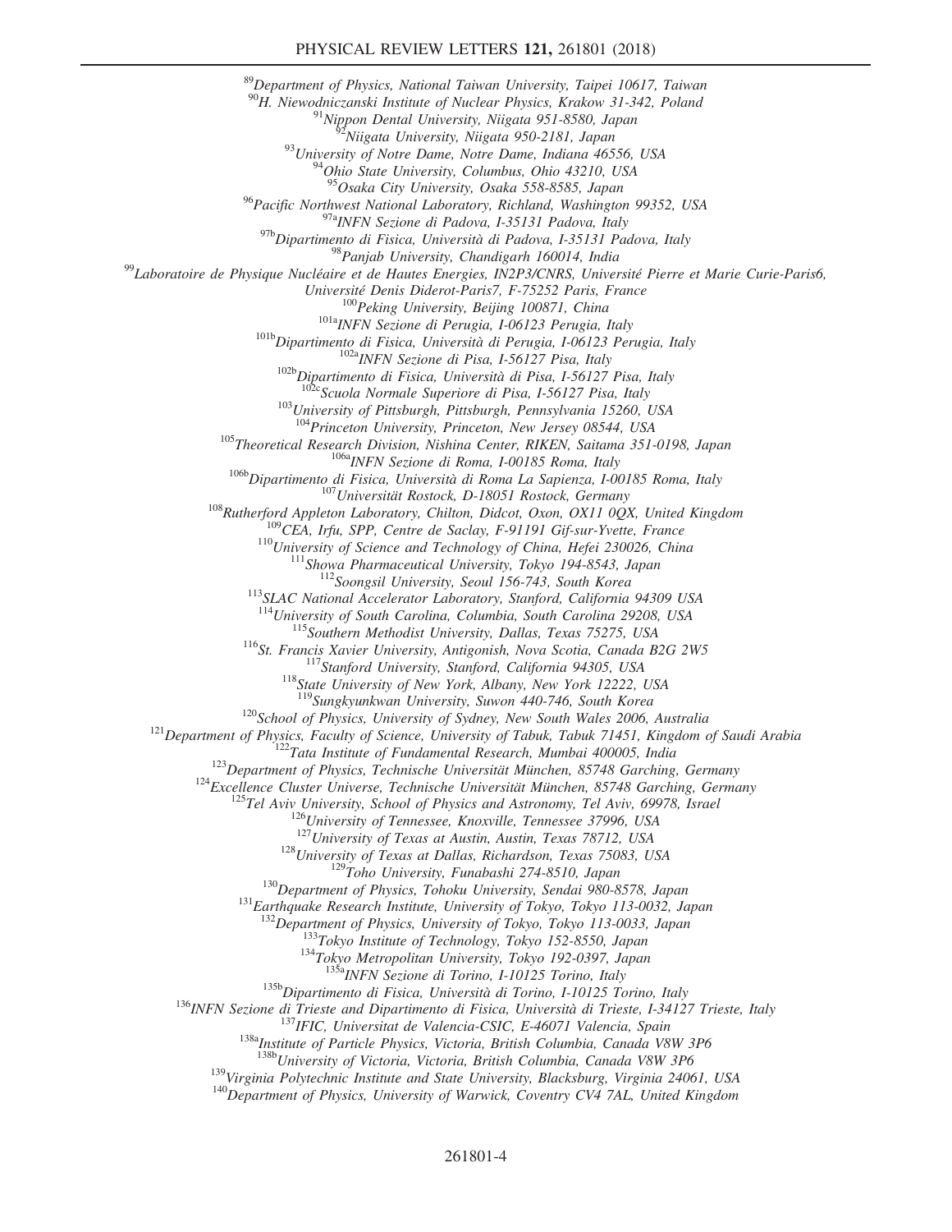[89]*Department of Physics, National Taiwan University, Taipei 10617, Taiwan*
[90]*H. Niewodniczanski Institute of Nuclear Physics, Krakow 31-342, Poland*
[91]*Nippon Dental University, Niigata 951-8580, Japan*
[92]*Niigata University, Niigata 950-2181, Japan*
[93]*University of Notre Dame, Notre Dame, Indiana 46556, USA*
[94]*Ohio State University, Columbus, Ohio 43210, USA*
[95]*Osaka City University, Osaka 558-8585, Japan*
[96]*Pacific Northwest National Laboratory, Richland, Washington 99352, USA*
[97a]*INFN Sezione di Padova, I-35131 Padova, Italy*
[97b]*Dipartimento di Fisica, Università di Padova, I-35131 Padova, Italy*
[98]*Panjab University, Chandigarh 160014, India*
[99]*Laboratoire de Physique Nucléaire et de Hautes Energies, IN2P3/CNRS, Université Pierre et Marie Curie-Paris6, Université Denis Diderot-Paris7, F-75252 Paris, France*
[100]*Peking University, Beijing 100871, China*
[101a]*INFN Sezione di Perugia, I-06123 Perugia, Italy*
[101b]*Dipartimento di Fisica, Università di Perugia, I-06123 Perugia, Italy*
[102a]*INFN Sezione di Pisa, I-56127 Pisa, Italy*
[102b]*Dipartimento di Fisica, Università di Pisa, I-56127 Pisa, Italy*
[102c]*Scuola Normale Superiore di Pisa, I-56127 Pisa, Italy*
[103]*University of Pittsburgh, Pittsburgh, Pennsylvania 15260, USA*
[104]*Princeton University, Princeton, New Jersey 08544, USA*
[105]*Theoretical Research Division, Nishina Center, RIKEN, Saitama 351-0198, Japan*
[106a]*INFN Sezione di Roma, I-00185 Roma, Italy*
[106b]*Dipartimento di Fisica, Università di Roma La Sapienza, I-00185 Roma, Italy*
[107]*Universität Rostock, D-18051 Rostock, Germany*
[108]*Rutherford Appleton Laboratory, Chilton, Didcot, Oxon, OX11 0QX, United Kingdom*
[109]*CEA, Irfu, SPP, Centre de Saclay, F-91191 Gif-sur-Yvette, France*
[110]*University of Science and Technology of China, Hefei 230026, China*
[111]*Showa Pharmaceutical University, Tokyo 194-8543, Japan*
[112]*Soongsil University, Seoul 156-743, South Korea*
[113]*SLAC National Accelerator Laboratory, Stanford, California 94309 USA*
[114]*University of South Carolina, Columbia, South Carolina 29208, USA*
[115]*Southern Methodist University, Dallas, Texas 75275, USA*
[116]*St. Francis Xavier University, Antigonish, Nova Scotia, Canada B2G 2W5*
[117]*Stanford University, Stanford, California 94305, USA*
[118]*State University of New York, Albany, New York 12222, USA*
[119]*Sungkyunkwan University, Suwon 440-746, South Korea*
[120]*School of Physics, University of Sydney, New South Wales 2006, Australia*
[121]*Department of Physics, Faculty of Science, University of Tabuk, Tabuk 71451, Kingdom of Saudi Arabia*
[122]*Tata Institute of Fundamental Research, Mumbai 400005, India*
[123]*Department of Physics, Technische Universität München, 85748 Garching, Germany*
[124]*Excellence Cluster Universe, Technische Universität München, 85748 Garching, Germany*
[125]*Tel Aviv University, School of Physics and Astronomy, Tel Aviv, 69978, Israel*
[126]*University of Tennessee, Knoxville, Tennessee 37996, USA*
[127]*University of Texas at Austin, Austin, Texas 78712, USA*
[128]*University of Texas at Dallas, Richardson, Texas 75083, USA*
[129]*Toho University, Funabashi 274-8510, Japan*
[130]*Department of Physics, Tohoku University, Sendai 980-8578, Japan*
[131]*Earthquake Research Institute, University of Tokyo, Tokyo 113-0032, Japan*
[132]*Department of Physics, University of Tokyo, Tokyo 113-0033, Japan*
[133]*Tokyo Institute of Technology, Tokyo 152-8550, Japan*
[134]*Tokyo Metropolitan University, Tokyo 192-0397, Japan*
[135a]*INFN Sezione di Torino, I-10125 Torino, Italy*
[135b]*Dipartimento di Fisica, Università di Torino, I-10125 Torino, Italy*
[136]*INFN Sezione di Trieste and Dipartimento di Fisica, Università di Trieste, I-34127 Trieste, Italy*
[137]*IFIC, Universitat de Valencia-CSIC, E-46071 Valencia, Spain*
[138a]*Institute of Particle Physics, Victoria, British Columbia, Canada V8W 3P6*
[138b]*University of Victoria, Victoria, British Columbia, Canada V8W 3P6*
[139]*Virginia Polytechnic Institute and State University, Blacksburg, Virginia 24061, USA*
[140]*Department of Physics, University of Warwick, Coventry CV4 7AL, United Kingdom*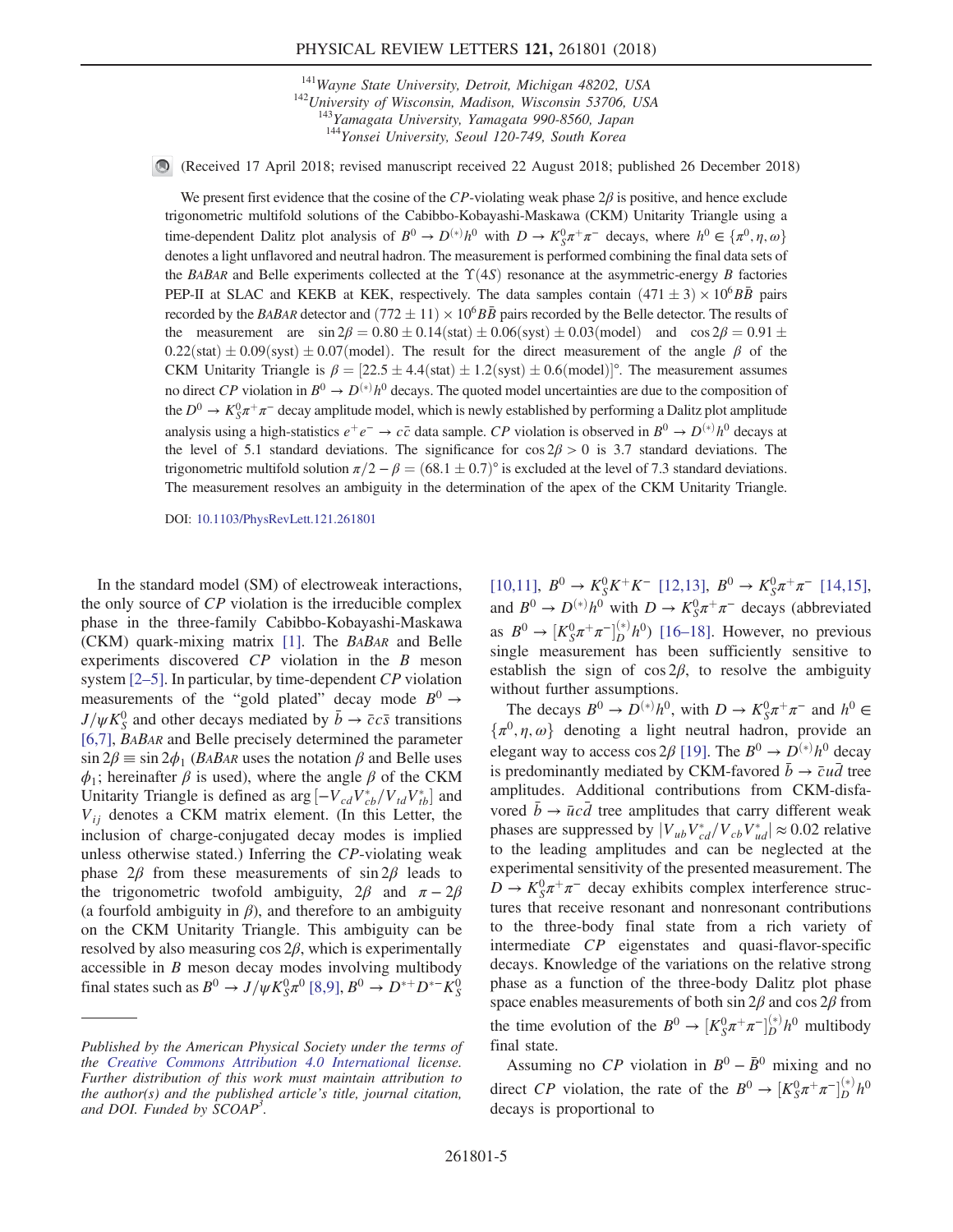[141]Wayne State University, Detroit, Michigan 48202, USA
[142]University of Wisconsin, Madison, Wisconsin 53706, USA
[143]Yamagata University, Yamagata 990-8560, Japan
[144]Yonsei University, Seoul 120-749, South Korea

(Received 17 April 2018; revised manuscript received 22 August 2018; published 26 December 2018)

We present first evidence that the cosine of the $CP$-violating weak phase $2\beta$ is positive, and hence exclude trigonometric multifold solutions of the Cabibbo-Kobayashi-Maskawa (CKM) Unitarity Triangle using a time-dependent Dalitz plot analysis of $B^0 \to D^{(*)}h^0$ with $D \to K_S^0\pi^+\pi^-$ decays, where $h^0 \in \{\pi^0, \eta, \omega\}$ denotes a light unflavored and neutral hadron. The measurement is performed combining the final data sets of the *BABAR* and Belle experiments collected at the $\Upsilon(4S)$ resonance at the asymmetric-energy $B$ factories PEP-II at SLAC and KEKB at KEK, respectively. The data samples contain $(471 \pm 3) \times 10^6 B\bar{B}$ pairs recorded by the *BABAR* detector and $(772 \pm 11) \times 10^6 B\bar{B}$ pairs recorded by the Belle detector. The results of the measurement are $\sin 2\beta = 0.80 \pm 0.14(\mathrm{stat}) \pm 0.06(\mathrm{syst}) \pm 0.03(\mathrm{model})$ and $\cos 2\beta = 0.91 \pm 0.22(\mathrm{stat}) \pm 0.09(\mathrm{syst}) \pm 0.07(\mathrm{model})$. The result for the direct measurement of the angle $\beta$ of the CKM Unitarity Triangle is $\beta = [22.5 \pm 4.4(\mathrm{stat}) \pm 1.2(\mathrm{syst}) \pm 0.6(\mathrm{model})]^\circ$. The measurement assumes no direct $CP$ violation in $B^0 \to D^{(*)}h^0$ decays. The quoted model uncertainties are due to the composition of the $D^0 \to K_S^0\pi^+\pi^-$ decay amplitude model, which is newly established by performing a Dalitz plot amplitude analysis using a high-statistics $e^+e^- \to c\bar{c}$ data sample. $CP$ violation is observed in $B^0 \to D^{(*)}h^0$ decays at the level of 5.1 standard deviations. The significance for $\cos 2\beta > 0$ is 3.7 standard deviations. The trigonometric multifold solution $\pi/2 - \beta = (68.1 \pm 0.7)^\circ$ is excluded at the level of 7.3 standard deviations. The measurement resolves an ambiguity in the determination of the apex of the CKM Unitarity Triangle.

DOI: 10.1103/PhysRevLett.121.261801

In the standard model (SM) of electroweak interactions, the only source of $CP$ violation is the irreducible complex phase in the three-family Cabibbo-Kobayashi-Maskawa (CKM) quark-mixing matrix [1]. The *BABAR* and Belle experiments discovered $CP$ violation in the $B$ meson system [2–5]. In particular, by time-dependent $CP$ violation measurements of the "gold plated" decay mode $B^0 \to J/\psi K_S^0$ and other decays mediated by $\bar{b} \to \bar{c}c\bar{s}$ transitions [6,7], *BABAR* and Belle precisely determined the parameter $\sin 2\beta \equiv \sin 2\phi_1$ (*BABAR* uses the notation $\beta$ and Belle uses $\phi_1$; hereinafter $\beta$ is used), where the angle $\beta$ of the CKM Unitarity Triangle is defined as $\arg[-V_{cd}V_{cb}^*/V_{td}V_{tb}^*]$ and $V_{ij}$ denotes a CKM matrix element. (In this Letter, the inclusion of charge-conjugated decay modes is implied unless otherwise stated.) Inferring the $CP$-violating weak phase $2\beta$ from these measurements of $\sin 2\beta$ leads to the trigonometric twofold ambiguity, $2\beta$ and $\pi - 2\beta$ (a fourfold ambiguity in $\beta$), and therefore to an ambiguity on the CKM Unitarity Triangle. This ambiguity can be resolved by also measuring $\cos 2\beta$, which is experimentally accessible in $B$ meson decay modes involving multibody final states such as $B^0 \to J/\psi K_S^0\pi^0$ [8,9], $B^0 \to D^{*+}D^{*-}K_S^0$ [10,11], $B^0 \to K_S^0K^+K^-$ [12,13], $B^0 \to K_S^0\pi^+\pi^-$ [14,15], and $B^0 \to D^{(*)}h^0$ with $D \to K_S^0\pi^+\pi^-$ decays (abbreviated as $B^0 \to [K_S^0\pi^+\pi^-]_D^{(*)}h^0$) [16–18]. However, no previous single measurement has been sufficiently sensitive to establish the sign of $\cos 2\beta$, to resolve the ambiguity without further assumptions.

The decays $B^0 \to D^{(*)}h^0$, with $D \to K_S^0\pi^+\pi^-$ and $h^0 \in \{\pi^0, \eta, \omega\}$ denoting a light neutral hadron, provide an elegant way to access $\cos 2\beta$ [19]. The $B^0 \to D^{(*)}h^0$ decay is predominantly mediated by CKM-favored $\bar{b} \to \bar{c}u\bar{d}$ tree amplitudes. Additional contributions from CKM-disfavored $\bar{b} \to \bar{u}c\bar{d}$ tree amplitudes that carry different weak phases are suppressed by $|V_{ub}V_{cd}^*/V_{cb}V_{ud}^*| \approx 0.02$ relative to the leading amplitudes and can be neglected at the experimental sensitivity of the presented measurement. The $D \to K_S^0\pi^+\pi^-$ decay exhibits complex interference structures that receive resonant and nonresonant contributions to the three-body final state from a rich variety of intermediate $CP$ eigenstates and quasi-flavor-specific decays. Knowledge of the variations on the relative strong phase as a function of the three-body Dalitz plot phase space enables measurements of both $\sin 2\beta$ and $\cos 2\beta$ from the time evolution of the $B^0 \to [K_S^0\pi^+\pi^-]_D^{(*)}h^0$ multibody final state.

Assuming no $CP$ violation in $B^0 - \bar{B}^0$ mixing and no direct $CP$ violation, the rate of the $B^0 \to [K_S^0\pi^+\pi^-]_D^{(*)}h^0$ decays is proportional to

*Published by the American Physical Society under the terms of the Creative Commons Attribution 4.0 International license. Further distribution of this work must maintain attribution to the author(s) and the published article's title, journal citation, and DOI. Funded by SCOAP$^3$.*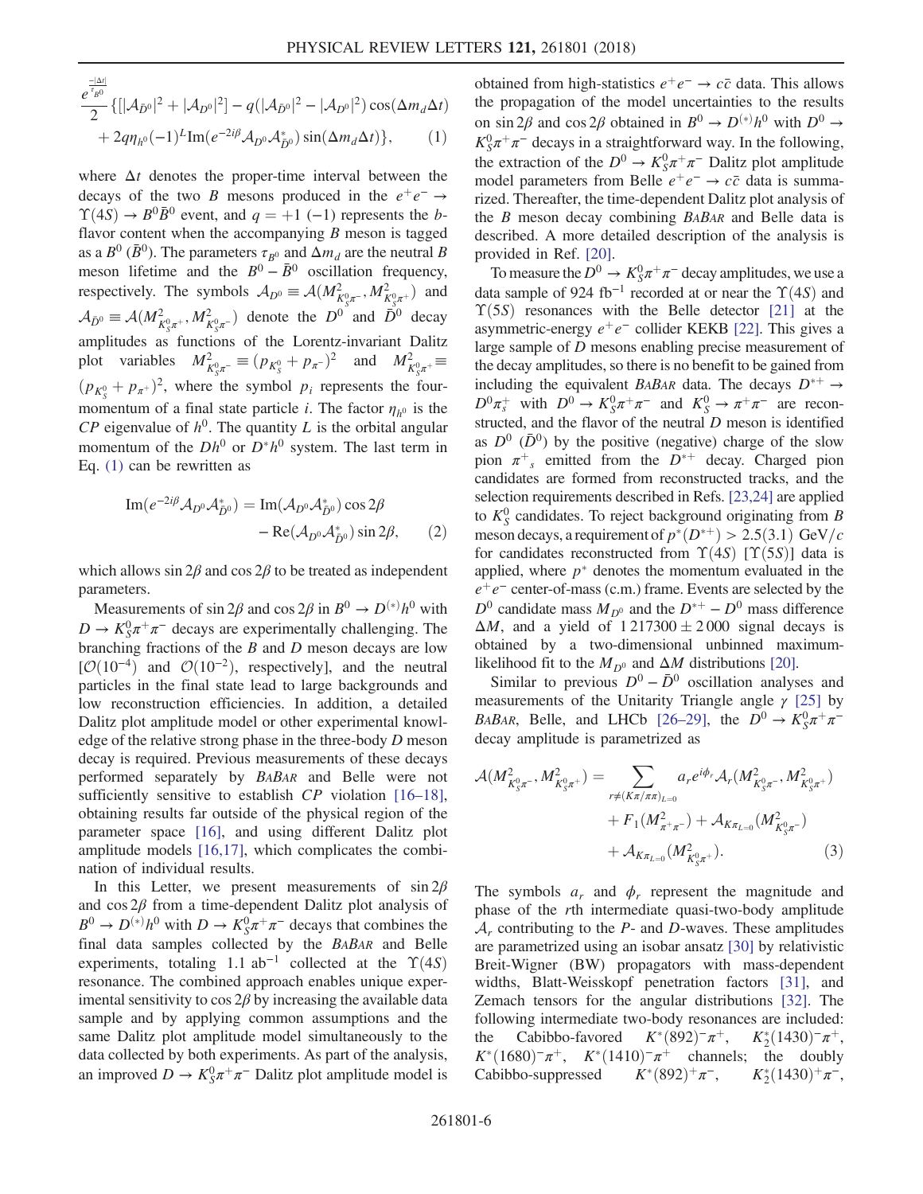$$\frac{e^{\frac{-|\Delta t|}{\tau_{B^0}}}}{2}\{[|\mathcal{A}_{\bar{D}^0}|^2+|\mathcal{A}_{D^0}|^2]-q(|\mathcal{A}_{\bar{D}^0}|^2-|\mathcal{A}_{D^0}|^2)\cos(\Delta m_d\Delta t)$$
$$+2q\eta_{h^0}(-1)^L\mathrm{Im}(e^{-2i\beta}\mathcal{A}_{D^0}\mathcal{A}^*_{\bar{D}^0})\sin(\Delta m_d\Delta t)\}, \quad (1)$$

where $\Delta t$ denotes the proper-time interval between the decays of the two $B$ mesons produced in the $e^+e^-\to\Upsilon(4S)\to B^0\bar{B}^0$ event, and $q=+1$ $(-1)$ represents the $b$-flavor content when the accompanying $B$ meson is tagged as a $B^0$ $(\bar{B}^0)$. The parameters $\tau_{B^0}$ and $\Delta m_d$ are the neutral $B$ meson lifetime and the $B^0-\bar{B}^0$ oscillation frequency, respectively. The symbols $\mathcal{A}_{D^0}\equiv\mathcal{A}(M^2_{K^0_S\pi^-},M^2_{K^0_S\pi^+})$ and $\mathcal{A}_{\bar{D}^0}\equiv\mathcal{A}(M^2_{K^0_S\pi^+},M^2_{K^0_S\pi^-})$ denote the $D^0$ and $\bar{D}^0$ decay amplitudes as functions of the Lorentz-invariant Dalitz plot variables $M^2_{K^0_S\pi^-}\equiv(p_{K^0_S}+p_{\pi^-})^2$ and $M^2_{K^0_S\pi^+}\equiv(p_{K^0_S}+p_{\pi^+})^2$, where the symbol $p_i$ represents the four-momentum of a final state particle $i$. The factor $\eta_{h^0}$ is the $CP$ eigenvalue of $h^0$. The quantity $L$ is the orbital angular momentum of the $Dh^0$ or $D^*h^0$ system. The last term in Eq. (1) can be rewritten as

$$\mathrm{Im}(e^{-2i\beta}\mathcal{A}_{D^0}\mathcal{A}^*_{\bar{D}^0})=\mathrm{Im}(\mathcal{A}_{D^0}\mathcal{A}^*_{\bar{D}^0})\cos 2\beta - \mathrm{Re}(\mathcal{A}_{D^0}\mathcal{A}^*_{\bar{D}^0})\sin 2\beta, \quad (2)$$

which allows $\sin 2\beta$ and $\cos 2\beta$ to be treated as independent parameters.

Measurements of $\sin 2\beta$ and $\cos 2\beta$ in $B^0\to D^{(*)}h^0$ with $D\to K^0_S\pi^+\pi^-$ decays are experimentally challenging. The branching fractions of the $B$ and $D$ meson decays are low [$\mathcal{O}(10^{-4})$ and $\mathcal{O}(10^{-2})$, respectively], and the neutral particles in the final state lead to large backgrounds and low reconstruction efficiencies. In addition, a detailed Dalitz plot amplitude model or other experimental knowledge of the relative strong phase in the three-body $D$ meson decay is required. Previous measurements of these decays performed separately by *BABAR* and Belle were not sufficiently sensitive to establish $CP$ violation [16–18], obtaining results far outside of the physical region of the parameter space [16], and using different Dalitz plot amplitude models [16,17], which complicates the combination of individual results.

In this Letter, we present measurements of $\sin 2\beta$ and $\cos 2\beta$ from a time-dependent Dalitz plot analysis of $B^0\to D^{(*)}h^0$ with $D\to K^0_S\pi^+\pi^-$ decays that combines the final data samples collected by the *BABAR* and Belle experiments, totaling 1.1 ab$^{-1}$ collected at the $\Upsilon(4S)$ resonance. The combined approach enables unique experimental sensitivity to $\cos 2\beta$ by increasing the available data sample and by applying common assumptions and the same Dalitz plot amplitude model simultaneously to the data collected by both experiments. As part of the analysis, an improved $D\to K^0_S\pi^+\pi^-$ Dalitz plot amplitude model is obtained from high-statistics $e^+e^-\to c\bar{c}$ data. This allows the propagation of the model uncertainties to the results on $\sin 2\beta$ and $\cos 2\beta$ obtained in $B^0\to D^{(*)}h^0$ with $D^0\to K^0_S\pi^+\pi^-$ decays in a straightforward way. In the following, the extraction of the $D^0\to K^0_S\pi^+\pi^-$ Dalitz plot amplitude model parameters from Belle $e^+e^-\to c\bar{c}$ data is summarized. Thereafter, the time-dependent Dalitz plot analysis of the $B$ meson decay combining *BABAR* and Belle data is described. A more detailed description of the analysis is provided in Ref. [20].

To measure the $D^0\to K^0_S\pi^+\pi^-$ decay amplitudes, we use a data sample of 924 fb$^{-1}$ recorded at or near the $\Upsilon(4S)$ and $\Upsilon(5S)$ resonances with the Belle detector [21] at the asymmetric-energy $e^+e^-$ collider KEKB [22]. This gives a large sample of $D$ mesons enabling precise measurement of the decay amplitudes, so there is no benefit to be gained from including the equivalent *BABAR* data. The decays $D^{*+}\to D^0\pi^+_s$ with $D^0\to K^0_S\pi^+\pi^-$ and $K^0_S\to\pi^+\pi^-$ are reconstructed, and the flavor of the neutral $D$ meson is identified as $D^0$ $(\bar{D}^0)$ by the positive (negative) charge of the slow pion $\pi^+{}_s$ emitted from the $D^{*+}$ decay. Charged pion candidates are formed from reconstructed tracks, and the selection requirements described in Refs. [23,24] are applied to $K^0_S$ candidates. To reject background originating from $B$ meson decays, a requirement of $p^*(D^{*+})>2.5(3.1)$ GeV/$c$ for candidates reconstructed from $\Upsilon(4S)$ [$\Upsilon(5S)$] data is applied, where $p^*$ denotes the momentum evaluated in the $e^+e^-$ center-of-mass (c.m.) frame. Events are selected by the $D^0$ candidate mass $M_{D^0}$ and the $D^{*+}-D^0$ mass difference $\Delta M$, and a yield of $1\,217\,300\pm2\,000$ signal decays is obtained by a two-dimensional unbinned maximum-likelihood fit to the $M_{D^0}$ and $\Delta M$ distributions [20].

Similar to previous $D^0-\bar{D}^0$ oscillation analyses and measurements of the Unitarity Triangle angle $\gamma$ [25] by *BABAR*, Belle, and LHCb [26–29], the $D^0\to K^0_S\pi^+\pi^-$ decay amplitude is parametrized as

$$\mathcal{A}(M^2_{K^0_S\pi^-},M^2_{K^0_S\pi^+})=\sum_{r\neq(K\pi/\pi\pi)_{L=0}}a_re^{i\phi_r}\mathcal{A}_r(M^2_{K^0_S\pi^-},M^2_{K^0_S\pi^+}) + F_1(M^2_{\pi^+\pi^-})+\mathcal{A}_{K\pi_{L=0}}(M^2_{K^0_S\pi^-}) + \mathcal{A}_{K\pi_{L=0}}(M^2_{K^0_S\pi^+}). \quad (3)$$

The symbols $a_r$ and $\phi_r$ represent the magnitude and phase of the $r$th intermediate quasi-two-body amplitude $\mathcal{A}_r$ contributing to the $P$- and $D$-waves. These amplitudes are parametrized using an isobar ansatz [30] by relativistic Breit-Wigner (BW) propagators with mass-dependent widths, Blatt-Weisskopf penetration factors [31], and Zemach tensors for the angular distributions [32]. The following intermediate two-body resonances are included: the Cabibbo-favored $K^*(892)^-\pi^+$, $K^*_2(1430)^-\pi^+$, $K^*(1680)^-\pi^+$, $K^*(1410)^-\pi^+$ channels; the doubly Cabibbo-suppressed $K^*(892)^+\pi^-$, $K^*_2(1430)^+\pi^-$,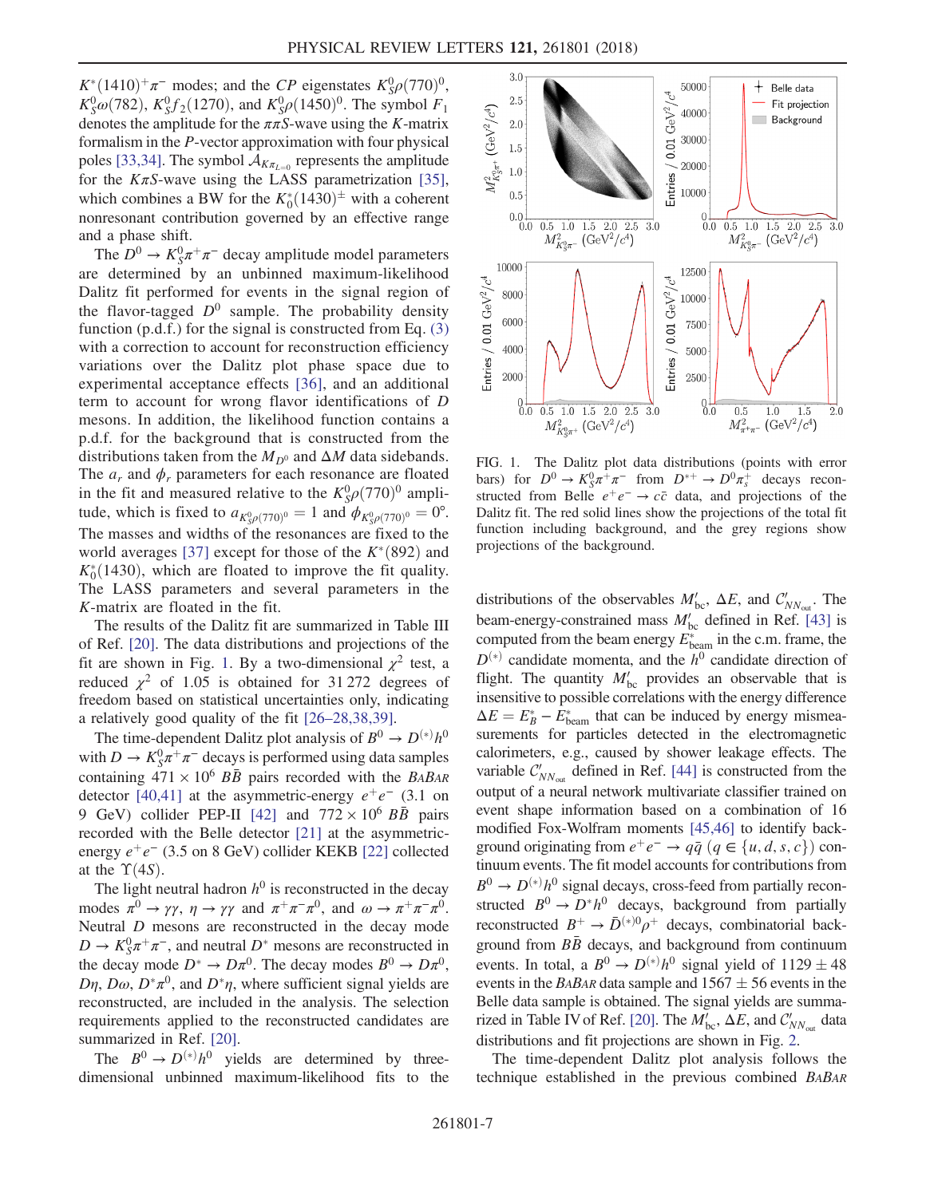$K^*(1410)^+\pi^-$ modes; and the $CP$ eigenstates $K_S^0\rho(770)^0$, $K_S^0\omega(782)$, $K_S^0 f_2(1270)$, and $K_S^0\rho(1450)^0$. The symbol $F_1$ denotes the amplitude for the $\pi\pi$ $S$-wave using the $K$-matrix formalism in the $P$-vector approximation with four physical poles [33,34]. The symbol $\mathcal{A}_{K\pi_{L=0}}$ represents the amplitude for the $K\pi$ $S$-wave using the LASS parametrization [35], which combines a BW for the $K_0^*(1430)^{\pm}$ with a coherent nonresonant contribution governed by an effective range and a phase shift.

The $D^0 \to K_S^0\pi^+\pi^-$ decay amplitude model parameters are determined by an unbinned maximum-likelihood Dalitz fit performed for events in the signal region of the flavor-tagged $D^0$ sample. The probability density function (p.d.f.) for the signal is constructed from Eq. (3) with a correction to account for reconstruction efficiency variations over the Dalitz plot phase space due to experimental acceptance effects [36], and an additional term to account for wrong flavor identifications of $D$ mesons. In addition, the likelihood function contains a p.d.f. for the background that is constructed from the distributions taken from the $M_{D^0}$ and $\Delta M$ data sidebands. The $a_r$ and $\phi_r$ parameters for each resonance are floated in the fit and measured relative to the $K_S^0\rho(770)^0$ amplitude, which is fixed to $a_{K_S^0\rho(770)^0} = 1$ and $\phi_{K_S^0\rho(770)^0} = 0°$. The masses and widths of the resonances are fixed to the world averages [37] except for those of the $K^*(892)$ and $K_0^*(1430)$, which are floated to improve the fit quality. The LASS parameters and several parameters in the $K$-matrix are floated in the fit.

The results of the Dalitz fit are summarized in Table III of Ref. [20]. The data distributions and projections of the fit are shown in Fig. 1. By a two-dimensional $\chi^2$ test, a reduced $\chi^2$ of 1.05 is obtained for 31 272 degrees of freedom based on statistical uncertainties only, indicating a relatively good quality of the fit [26–28,38,39].

The time-dependent Dalitz plot analysis of $B^0 \to D^{(*)}h^0$ with $D \to K_S^0\pi^+\pi^-$ decays is performed using data samples containing $471 \times 10^6$ $B\bar{B}$ pairs recorded with the *BABAR* detector [40,41] at the asymmetric-energy $e^+e^-$ (3.1 on 9 GeV) collider PEP-II [42] and $772 \times 10^6$ $B\bar{B}$ pairs recorded with the Belle detector [21] at the asymmetric-energy $e^+e^-$ (3.5 on 8 GeV) collider KEKB [22] collected at the $\Upsilon(4S)$.

The light neutral hadron $h^0$ is reconstructed in the decay modes $\pi^0 \to \gamma\gamma$, $\eta \to \gamma\gamma$ and $\pi^+\pi^-\pi^0$, and $\omega \to \pi^+\pi^-\pi^0$. Neutral $D$ mesons are reconstructed in the decay mode $D \to K_S^0\pi^+\pi^-$, and neutral $D^*$ mesons are reconstructed in the decay mode $D^* \to D\pi^0$. The decay modes $B^0 \to D\pi^0$, $D\eta$, $D\omega$, $D^*\pi^0$, and $D^*\eta$, where sufficient signal yields are reconstructed, are included in the analysis. The selection requirements applied to the reconstructed candidates are summarized in Ref. [20].

The $B^0 \to D^{(*)}h^0$ yields are determined by three-dimensional unbinned maximum-likelihood fits to the distributions of the observables $M'_{\rm bc}$, $\Delta E$, and $\mathcal{C}'_{NN_{\rm out}}$. The beam-energy-constrained mass $M'_{\rm bc}$ defined in Ref. [43] is computed from the beam energy $E^*_{\rm beam}$ in the c.m. frame, the $D^{(*)}$ candidate momenta, and the $h^0$ candidate direction of flight. The quantity $M'_{\rm bc}$ provides an observable that is insensitive to possible correlations with the energy difference $\Delta E = E^*_B - E^*_{\rm beam}$ that can be induced by energy mismeasurements for particles detected in the electromagnetic calorimeters, e.g., caused by shower leakage effects. The variable $\mathcal{C}'_{NN_{\rm out}}$ defined in Ref. [44] is constructed from the output of a neural network multivariate classifier trained on event shape information based on a combination of 16 modified Fox-Wolfram moments [45,46] to identify background originating from $e^+e^- \to q\bar{q}$ $(q \in \{u, d, s, c\})$ continuum events. The fit model accounts for contributions from $B^0 \to D^{(*)}h^0$ signal decays, cross-feed from partially reconstructed $B^0 \to D^*h^0$ decays, background from partially reconstructed $B^+ \to \bar{D}^{(*)0}\rho^+$ decays, combinatorial background from $B\bar{B}$ decays, and background from continuum events. In total, a $B^0 \to D^{(*)}h^0$ signal yield of $1129 \pm 48$ events in the *BABAR* data sample and $1567 \pm 56$ events in the Belle data sample is obtained. The signal yields are summarized in Table IV of Ref. [20]. The $M'_{\rm bc}$, $\Delta E$, and $\mathcal{C}'_{NN_{\rm out}}$ data distributions and fit projections are shown in Fig. 2.

The time-dependent Dalitz plot analysis follows the technique established in the previous combined *BABAR*

FIG. 1. The Dalitz plot data distributions (points with error bars) for $D^0 \to K_S^0\pi^+\pi^-$ from $D^{*+} \to D^0\pi_s^+$ decays reconstructed from Belle $e^+e^- \to c\bar{c}$ data, and projections of the Dalitz fit. The red solid lines show the projections of the total fit function including background, and the grey regions show projections of the background.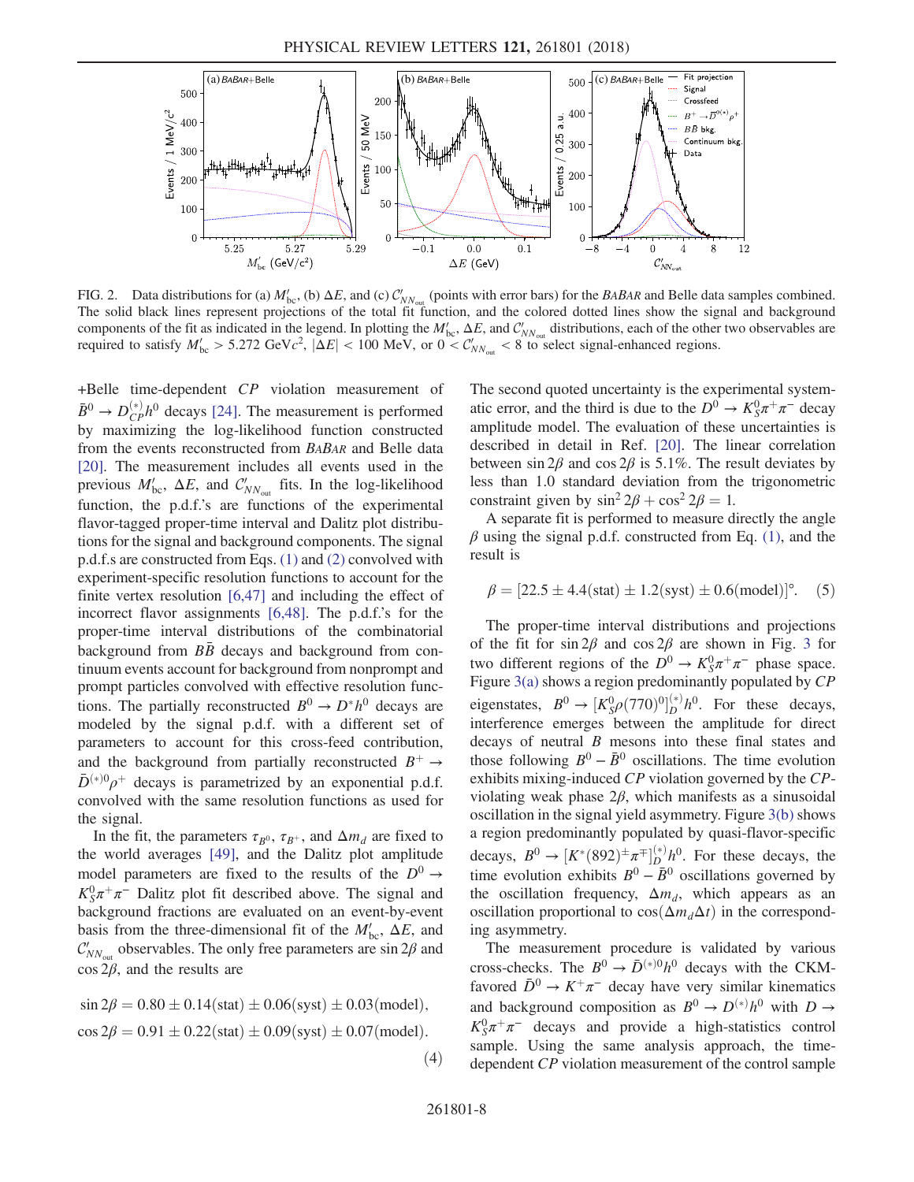FIG. 2. Data distributions for (a) $M'_{\rm bc}$, (b) $\Delta E$, and (c) $\mathcal{C}'_{NN_{\rm out}}$ (points with error bars) for the *BABAR* and Belle data samples combined. The solid black lines represent projections of the total fit function, and the colored dotted lines show the signal and background components of the fit as indicated in the legend. In plotting the $M'_{\rm bc}$, $\Delta E$, and $\mathcal{C}'_{NN_{\rm out}}$ distributions, each of the other two observables are required to satisfy $M'_{\rm bc} > 5.272$ GeV$c^2$, $|\Delta E| < 100$ MeV, or $0 < \mathcal{C}'_{NN_{\rm out}} < 8$ to select signal-enhanced regions.

+Belle time-dependent $CP$ violation measurement of $\bar{B}^0 \to D^{(*)}_{CP} h^0$ decays [24]. The measurement is performed by maximizing the log-likelihood function constructed from the events reconstructed from *BABAR* and Belle data [20]. The measurement includes all events used in the previous $M'_{\rm bc}$, $\Delta E$, and $\mathcal{C}'_{NN_{\rm out}}$ fits. In the log-likelihood function, the p.d.f.'s are functions of the experimental flavor-tagged proper-time interval and Dalitz plot distributions for the signal and background components. The signal p.d.f.s are constructed from Eqs. (1) and (2) convolved with experiment-specific resolution functions to account for the finite vertex resolution [6,47] and including the effect of incorrect flavor assignments [6,48]. The p.d.f.'s for the proper-time interval distributions of the combinatorial background from $B\bar{B}$ decays and background from continuum events account for background from nonprompt and prompt particles convolved with effective resolution functions. The partially reconstructed $B^0 \to D^* h^0$ decays are modeled by the signal p.d.f. with a different set of parameters to account for this cross-feed contribution, and the background from partially reconstructed $B^+ \to \bar{D}^{(*)0}\rho^+$ decays is parametrized by an exponential p.d.f. convolved with the same resolution functions as used for the signal.

In the fit, the parameters $\tau_{B^0}$, $\tau_{B^+}$, and $\Delta m_d$ are fixed to the world averages [49], and the Dalitz plot amplitude model parameters are fixed to the results of the $D^0 \to K^0_S \pi^+\pi^-$ Dalitz plot fit described above. The signal and background fractions are evaluated on an event-by-event basis from the three-dimensional fit of the $M'_{\rm bc}$, $\Delta E$, and $\mathcal{C}'_{NN_{\rm out}}$ observables. The only free parameters are $\sin 2\beta$ and $\cos 2\beta$, and the results are

$$\begin{aligned}
\sin 2\beta &= 0.80 \pm 0.14(\text{stat}) \pm 0.06(\text{syst}) \pm 0.03(\text{model}), \\
\cos 2\beta &= 0.91 \pm 0.22(\text{stat}) \pm 0.09(\text{syst}) \pm 0.07(\text{model}).
\end{aligned} \tag{4}$$

The second quoted uncertainty is the experimental systematic error, and the third is due to the $D^0 \to K^0_S\pi^+\pi^-$ decay amplitude model. The evaluation of these uncertainties is described in detail in Ref. [20]. The linear correlation between $\sin 2\beta$ and $\cos 2\beta$ is 5.1%. The result deviates by less than 1.0 standard deviation from the trigonometric constraint given by $\sin^2 2\beta + \cos^2 2\beta = 1$.

A separate fit is performed to measure directly the angle $\beta$ using the signal p.d.f. constructed from Eq. (1), and the result is

$$\beta = [22.5 \pm 4.4(\text{stat}) \pm 1.2(\text{syst}) \pm 0.6(\text{model})]^\circ. \tag{5}$$

The proper-time interval distributions and projections of the fit for $\sin 2\beta$ and $\cos 2\beta$ are shown in Fig. 3 for two different regions of the $D^0 \to K^0_S\pi^+\pi^-$ phase space. Figure 3(a) shows a region predominantly populated by $CP$ eigenstates, $B^0 \to [K^0_S \rho(770)^0]^{(*)}_D h^0$. For these decays, interference emerges between the amplitude for direct decays of neutral $B$ mesons into these final states and those following $B^0 - \bar{B}^0$ oscillations. The time evolution exhibits mixing-induced $CP$ violation governed by the $CP$-violating weak phase $2\beta$, which manifests as a sinusoidal oscillation in the signal yield asymmetry. Figure 3(b) shows a region predominantly populated by quasi-flavor-specific decays, $B^0 \to [K^*(892)^\pm \pi^\mp]^{(*)}_D h^0$. For these decays, the time evolution exhibits $B^0 - \bar{B}^0$ oscillations governed by the oscillation frequency, $\Delta m_d$, which appears as an oscillation proportional to $\cos(\Delta m_d \Delta t)$ in the corresponding asymmetry.

The measurement procedure is validated by various cross-checks. The $B^0 \to \bar{D}^{(*)0} h^0$ decays with the CKM-favored $\bar{D}^0 \to K^+\pi^-$ decay have very similar kinematics and background composition as $B^0 \to D^{(*)} h^0$ with $D \to K^0_S\pi^+\pi^-$ decays and provide a high-statistics control sample. Using the same analysis approach, the time-dependent $CP$ violation measurement of the control sample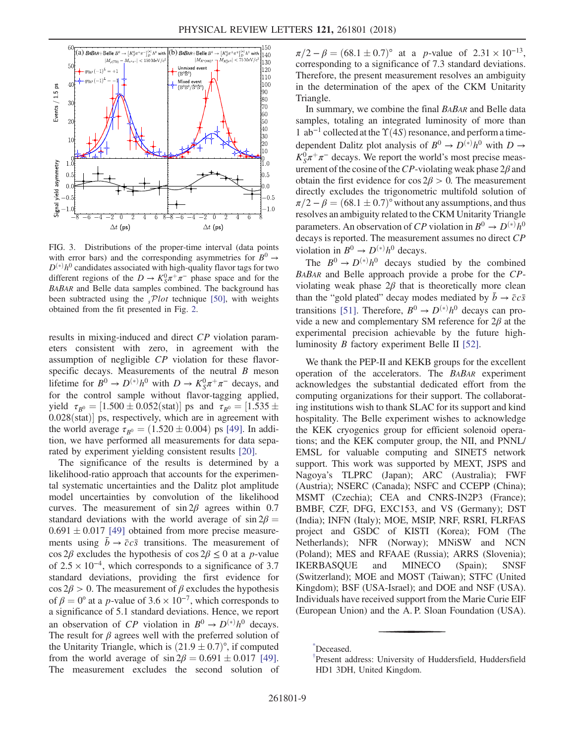FIG. 3. Distributions of the proper-time interval (data points with error bars) and the corresponding asymmetries for $B^0 \to D^{(*)}h^0$ candidates associated with high-quality flavor tags for two different regions of the $D \to K_S^0\pi^+\pi^-$ phase space and for the *BABAR* and Belle data samples combined. The background has been subtracted using the $_s\mathcal{P}lot$ technique [50], with weights obtained from the fit presented in Fig. 2.

results in mixing-induced and direct $CP$ violation parameters consistent with zero, in agreement with the assumption of negligible $CP$ violation for these flavor-specific decays. Measurements of the neutral $B$ meson lifetime for $B^0 \to D^{(*)}h^0$ with $D \to K_S^0\pi^+\pi^-$ decays, and for the control sample without flavor-tagging applied, yield $\tau_{B^0} = [1.500 \pm 0.052(\mathrm{stat})]$ ps and $\tau_{B^0} = [1.535 \pm 0.028(\mathrm{stat})]$ ps, respectively, which are in agreement with the world average $\tau_{B^0} = (1.520 \pm 0.004)$ ps [49]. In addition, we have performed all measurements for data separated by experiment yielding consistent results [20].

The significance of the results is determined by a likelihood-ratio approach that accounts for the experimental systematic uncertainties and the Dalitz plot amplitude model uncertainties by convolution of the likelihood curves. The measurement of $\sin 2\beta$ agrees within 0.7 standard deviations with the world average of $\sin 2\beta = 0.691 \pm 0.017$ [49] obtained from more precise measurements using $\bar{b} \to \bar{c}c\bar{s}$ transitions. The measurement of $\cos 2\beta$ excludes the hypothesis of $\cos 2\beta \leq 0$ at a $p$-value of $2.5 \times 10^{-4}$, which corresponds to a significance of 3.7 standard deviations, providing the first evidence for $\cos 2\beta > 0$. The measurement of $\beta$ excludes the hypothesis of $\beta = 0°$ at a $p$-value of $3.6 \times 10^{-7}$, which corresponds to a significance of 5.1 standard deviations. Hence, we report an observation of $CP$ violation in $B^0 \to D^{(*)}h^0$ decays. The result for $\beta$ agrees well with the preferred solution of the Unitarity Triangle, which is $(21.9 \pm 0.7)°$, if computed from the world average of $\sin 2\beta = 0.691 \pm 0.017$ [49]. The measurement excludes the second solution of $\pi/2 - \beta = (68.1 \pm 0.7)°$ at a $p$-value of $2.31 \times 10^{-13}$, corresponding to a significance of 7.3 standard deviations. Therefore, the present measurement resolves an ambiguity in the determination of the apex of the CKM Unitarity Triangle.

In summary, we combine the final *BABAR* and Belle data samples, totaling an integrated luminosity of more than 1 ab$^{-1}$ collected at the $\Upsilon(4S)$ resonance, and perform a time-dependent Dalitz plot analysis of $B^0 \to D^{(*)}h^0$ with $D \to K_S^0\pi^+\pi^-$ decays. We report the world's most precise measurement of the cosine of the $CP$-violating weak phase $2\beta$ and obtain the first evidence for $\cos 2\beta > 0$. The measurement directly excludes the trigonometric multifold solution of $\pi/2 - \beta = (68.1 \pm 0.7)°$ without any assumptions, and thus resolves an ambiguity related to the CKM Unitarity Triangle parameters. An observation of $CP$ violation in $B^0 \to D^{(*)}h^0$ decays is reported. The measurement assumes no direct $CP$ violation in $B^0 \to D^{(*)}h^0$ decays.

The $B^0 \to D^{(*)}h^0$ decays studied by the combined *BABAR* and Belle approach provide a probe for the $CP$-violating weak phase $2\beta$ that is theoretically more clean than the "gold plated" decay modes mediated by $\bar{b} \to \bar{c}c\bar{s}$ transitions [51]. Therefore, $B^0 \to D^{(*)}h^0$ decays can provide a new and complementary SM reference for $2\beta$ at the experimental precision achievable by the future high-luminosity $B$ factory experiment Belle II [52].

We thank the PEP-II and KEKB groups for the excellent operation of the accelerators. The *BABAR* experiment acknowledges the substantial dedicated effort from the computing organizations for their support. The collaborating institutions wish to thank SLAC for its support and kind hospitality. The Belle experiment wishes to acknowledge the KEK cryogenics group for efficient solenoid operations; and the KEK computer group, the NII, and PNNL/EMSL for valuable computing and SINET5 network support. This work was supported by MEXT, JSPS and Nagoya's TLPRC (Japan); ARC (Australia); FWF (Austria); NSERC (Canada); NSFC and CCEPP (China); MSMT (Czechia); CEA and CNRS-IN2P3 (France); BMBF, CZF, DFG, EXC153, and VS (Germany); DST (India); INFN (Italy); MOE, MSIP, NRF, RSRI, FLRFAS project and GSDC of KISTI (Korea); FOM (The Netherlands); NFR (Norway); MNiSW and NCN (Poland); MES and RFAAE (Russia); ARRS (Slovenia); IKERBASQUE and MINECO (Spain); SNSF (Switzerland); MOE and MOST (Taiwan); STFC (United Kingdom); BSF (USA-Israel); and DOE and NSF (USA). Individuals have received support from the Marie Curie EIF (European Union) and the A. P. Sloan Foundation (USA).

---

[*] Deceased.

[†] Present address: University of Huddersfield, Huddersfield HD1 3DH, United Kingdom.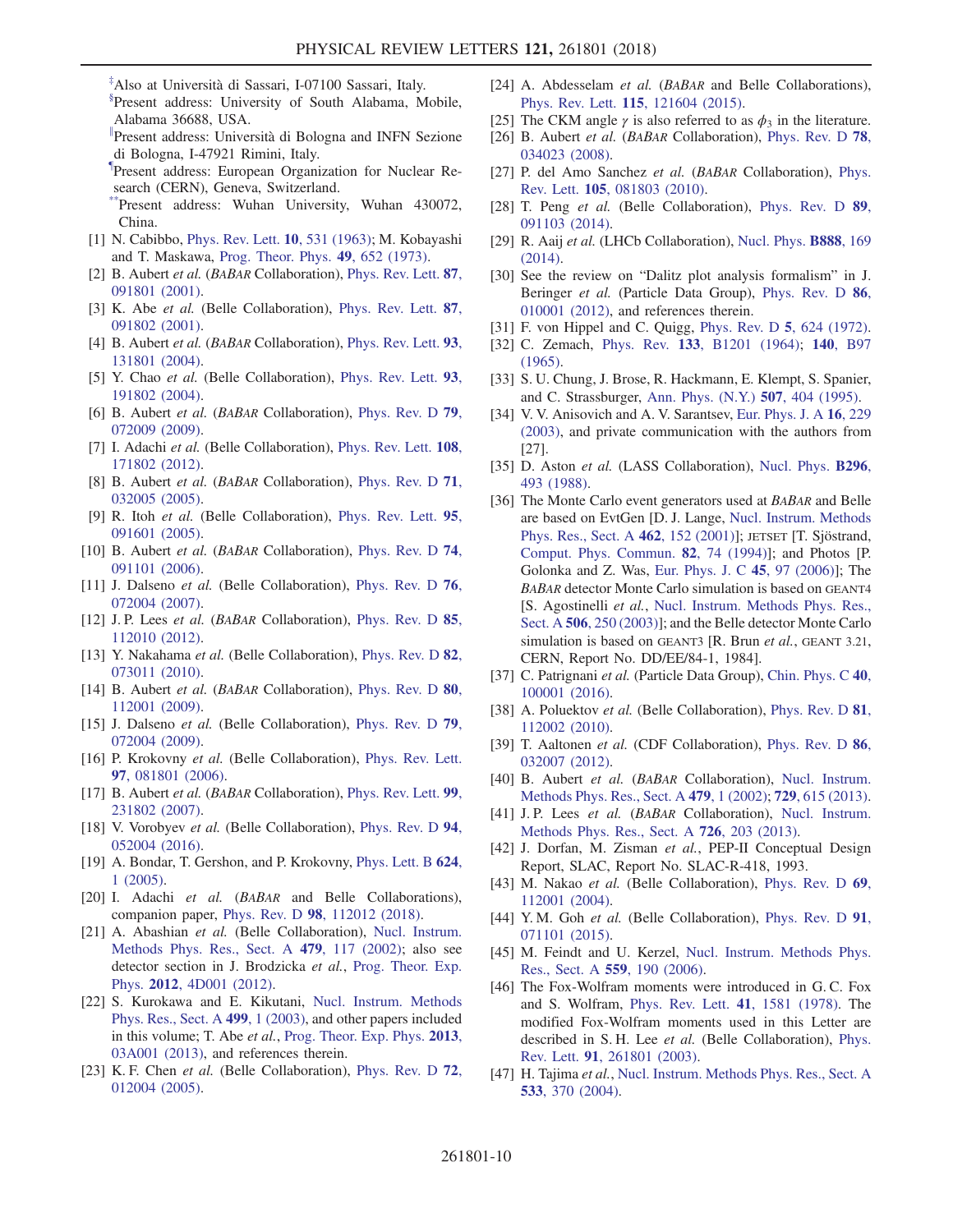[‡]Also at Università di Sassari, I-07100 Sassari, Italy.

[§]Present address: University of South Alabama, Mobile, Alabama 36688, USA.

[‖]Present address: Università di Bologna and INFN Sezione di Bologna, I-47921 Rimini, Italy.

[¶]Present address: European Organization for Nuclear Research (CERN), Geneva, Switzerland.

[**]Present address: Wuhan University, Wuhan 430072, China.

[1] N. Cabibbo, Phys. Rev. Lett. **10**, 531 (1963); M. Kobayashi and T. Maskawa, Prog. Theor. Phys. **49**, 652 (1973).

[2] B. Aubert *et al.* (*BABAR* Collaboration), Phys. Rev. Lett. **87**, 091801 (2001).

[3] K. Abe *et al.* (Belle Collaboration), Phys. Rev. Lett. **87**, 091802 (2001).

[4] B. Aubert *et al.* (*BABAR* Collaboration), Phys. Rev. Lett. **93**, 131801 (2004).

[5] Y. Chao *et al.* (Belle Collaboration), Phys. Rev. Lett. **93**, 191802 (2004).

[6] B. Aubert *et al.* (*BABAR* Collaboration), Phys. Rev. D **79**, 072009 (2009).

[7] I. Adachi *et al.* (Belle Collaboration), Phys. Rev. Lett. **108**, 171802 (2012).

[8] B. Aubert *et al.* (*BABAR* Collaboration), Phys. Rev. D **71**, 032005 (2005).

[9] R. Itoh *et al.* (Belle Collaboration), Phys. Rev. Lett. **95**, 091601 (2005).

[10] B. Aubert *et al.* (*BABAR* Collaboration), Phys. Rev. D **74**, 091101 (2006).

[11] J. Dalseno *et al.* (Belle Collaboration), Phys. Rev. D **76**, 072004 (2007).

[12] J. P. Lees *et al.* (*BABAR* Collaboration), Phys. Rev. D **85**, 112010 (2012).

[13] Y. Nakahama *et al.* (Belle Collaboration), Phys. Rev. D **82**, 073011 (2010).

[14] B. Aubert *et al.* (*BABAR* Collaboration), Phys. Rev. D **80**, 112001 (2009).

[15] J. Dalseno *et al.* (Belle Collaboration), Phys. Rev. D **79**, 072004 (2009).

[16] P. Krokovny *et al.* (Belle Collaboration), Phys. Rev. Lett. **97**, 081801 (2006).

[17] B. Aubert *et al.* (*BABAR* Collaboration), Phys. Rev. Lett. **99**, 231802 (2007).

[18] V. Vorobyev *et al.* (Belle Collaboration), Phys. Rev. D **94**, 052004 (2016).

[19] A. Bondar, T. Gershon, and P. Krokovny, Phys. Lett. B **624**, 1 (2005).

[20] I. Adachi *et al.* (*BABAR* and Belle Collaborations), companion paper, Phys. Rev. D **98**, 112012 (2018).

[21] A. Abashian *et al.* (Belle Collaboration), Nucl. Instrum. Methods Phys. Res., Sect. A **479**, 117 (2002); also see detector section in J. Brodzicka *et al.*, Prog. Theor. Exp. Phys. **2012**, 4D001 (2012).

[22] S. Kurokawa and E. Kikutani, Nucl. Instrum. Methods Phys. Res., Sect. A **499**, 1 (2003), and other papers included in this volume; T. Abe *et al.*, Prog. Theor. Exp. Phys. **2013**, 03A001 (2013), and references therein.

[23] K. F. Chen *et al.* (Belle Collaboration), Phys. Rev. D **72**, 012004 (2005).

[24] A. Abdesselam *et al.* (*BABAR* and Belle Collaborations), Phys. Rev. Lett. **115**, 121604 (2015).

[25] The CKM angle $\gamma$ is also referred to as $\phi_3$ in the literature.

[26] B. Aubert *et al.* (*BABAR* Collaboration), Phys. Rev. D **78**, 034023 (2008).

[27] P. del Amo Sanchez *et al.* (*BABAR* Collaboration), Phys. Rev. Lett. **105**, 081803 (2010).

[28] T. Peng *et al.* (Belle Collaboration), Phys. Rev. D **89**, 091103 (2014).

[29] R. Aaij *et al.* (LHCb Collaboration), Nucl. Phys. **B888**, 169 (2014).

[30] See the review on "Dalitz plot analysis formalism" in J. Beringer *et al.* (Particle Data Group), Phys. Rev. D **86**, 010001 (2012), and references therein.

[31] F. von Hippel and C. Quigg, Phys. Rev. D **5**, 624 (1972).

[32] C. Zemach, Phys. Rev. **133**, B1201 (1964); **140**, B97 (1965).

[33] S. U. Chung, J. Brose, R. Hackmann, E. Klempt, S. Spanier, and C. Strassburger, Ann. Phys. (N.Y.) **507**, 404 (1995).

[34] V. V. Anisovich and A. V. Sarantsev, Eur. Phys. J. A **16**, 229 (2003), and private communication with the authors from [27].

[35] D. Aston *et al.* (LASS Collaboration), Nucl. Phys. **B296**, 493 (1988).

[36] The Monte Carlo event generators used at *BABAR* and Belle are based on EvtGen [D. J. Lange, Nucl. Instrum. Methods Phys. Res., Sect. A **462**, 152 (2001)]; JETSET [T. Sjöstrand, Comput. Phys. Commun. **82**, 74 (1994)]; and Photos [P. Golonka and Z. Was, Eur. Phys. J. C **45**, 97 (2006)]; The *BABAR* detector Monte Carlo simulation is based on GEANT4 [S. Agostinelli *et al.*, Nucl. Instrum. Methods Phys. Res., Sect. A **506**, 250 (2003)]; and the Belle detector Monte Carlo simulation is based on GEANT3 [R. Brun *et al.*, GEANT 3.21, CERN, Report No. DD/EE/84-1, 1984].

[37] C. Patrignani *et al.* (Particle Data Group), Chin. Phys. C **40**, 100001 (2016).

[38] A. Poluektov *et al.* (Belle Collaboration), Phys. Rev. D **81**, 112002 (2010).

[39] T. Aaltonen *et al.* (CDF Collaboration), Phys. Rev. D **86**, 032007 (2012).

[40] B. Aubert *et al.* (*BABAR* Collaboration), Nucl. Instrum. Methods Phys. Res., Sect. A **479**, 1 (2002); **729**, 615 (2013).

[41] J. P. Lees *et al.* (*BABAR* Collaboration), Nucl. Instrum. Methods Phys. Res., Sect. A **726**, 203 (2013).

[42] J. Dorfan, M. Zisman *et al.*, PEP-II Conceptual Design Report, SLAC, Report No. SLAC-R-418, 1993.

[43] M. Nakao *et al.* (Belle Collaboration), Phys. Rev. D **69**, 112001 (2004).

[44] Y. M. Goh *et al.* (Belle Collaboration), Phys. Rev. D **91**, 071101 (2015).

[45] M. Feindt and U. Kerzel, Nucl. Instrum. Methods Phys. Res., Sect. A **559**, 190 (2006).

[46] The Fox-Wolfram moments were introduced in G. C. Fox and S. Wolfram, Phys. Rev. Lett. **41**, 1581 (1978). The modified Fox-Wolfram moments used in this Letter are described in S. H. Lee *et al.* (Belle Collaboration), Phys. Rev. Lett. **91**, 261801 (2003).

[47] H. Tajima *et al.*, Nucl. Instrum. Methods Phys. Res., Sect. A **533**, 370 (2004).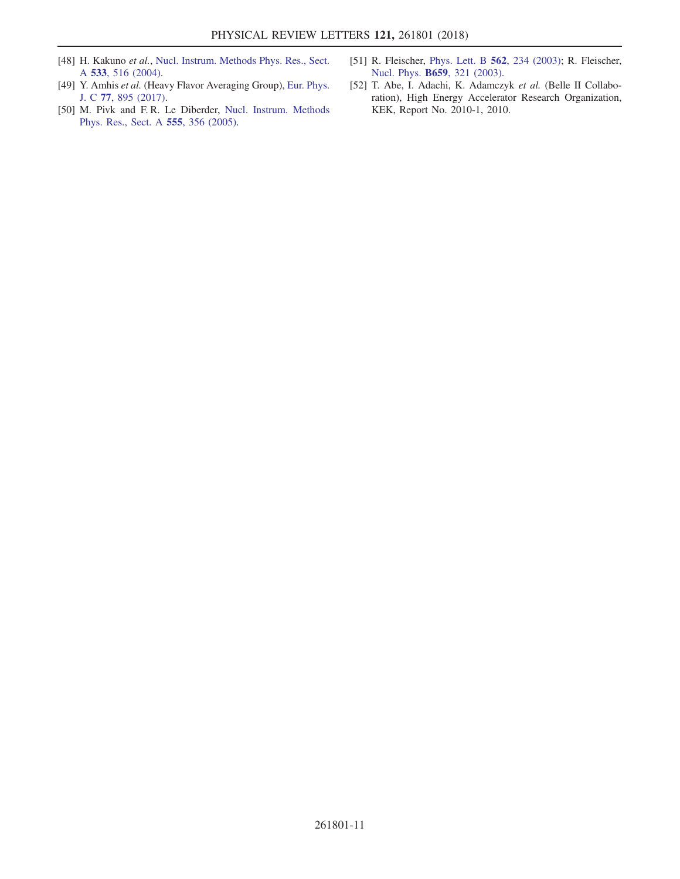[48] H. Kakuno *et al.*, Nucl. Instrum. Methods Phys. Res., Sect. A **533**, 516 (2004).

[49] Y. Amhis *et al.* (Heavy Flavor Averaging Group), Eur. Phys. J. C **77**, 895 (2017).

[50] M. Pivk and F. R. Le Diberder, Nucl. Instrum. Methods Phys. Res., Sect. A **555**, 356 (2005).

[51] R. Fleischer, Phys. Lett. B **562**, 234 (2003); R. Fleischer, Nucl. Phys. **B659**, 321 (2003).

[52] T. Abe, I. Adachi, K. Adamczyk *et al.* (Belle II Collaboration), High Energy Accelerator Research Organization, KEK, Report No. 2010-1, 2010.